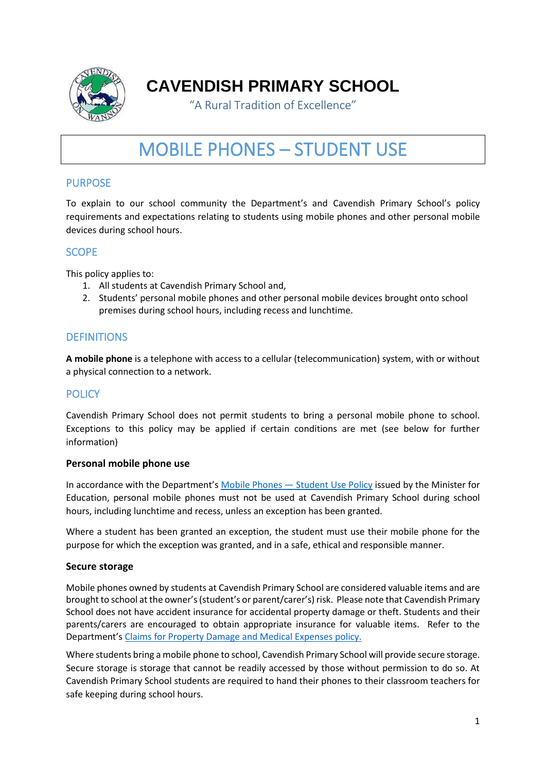# CAVENDISH PRIMARY SCHOOL

"A Rural Tradition of Excellence"

# MOBILE PHONES – STUDENT USE

## PURPOSE

To explain to our school community the Department's and Cavendish Primary School's policy requirements and expectations relating to students using mobile phones and other personal mobile devices during school hours.

## SCOPE

This policy applies to:

1. All students at Cavendish Primary School and,
2. Students' personal mobile phones and other personal mobile devices brought onto school premises during school hours, including recess and lunchtime.

## DEFINITIONS

**A mobile phone** is a telephone with access to a cellular (telecommunication) system, with or without a physical connection to a network.

## POLICY

Cavendish Primary School does not permit students to bring a personal mobile phone to school. Exceptions to this policy may be applied if certain conditions are met (see below for further information)

### Personal mobile phone use

In accordance with the Department's Mobile Phones — Student Use Policy issued by the Minister for Education, personal mobile phones must not be used at Cavendish Primary School during school hours, including lunchtime and recess, unless an exception has been granted.

Where a student has been granted an exception, the student must use their mobile phone for the purpose for which the exception was granted, and in a safe, ethical and responsible manner.

### Secure storage

Mobile phones owned by students at Cavendish Primary School are considered valuable items and are brought to school at the owner's (student's or parent/carer's) risk. Please note that Cavendish Primary School does not have accident insurance for accidental property damage or theft. Students and their parents/carers are encouraged to obtain appropriate insurance for valuable items. Refer to the Department's Claims for Property Damage and Medical Expenses policy.

Where students bring a mobile phone to school, Cavendish Primary School will provide secure storage. Secure storage is storage that cannot be readily accessed by those without permission to do so. At Cavendish Primary School students are required to hand their phones to their classroom teachers for safe keeping during school hours.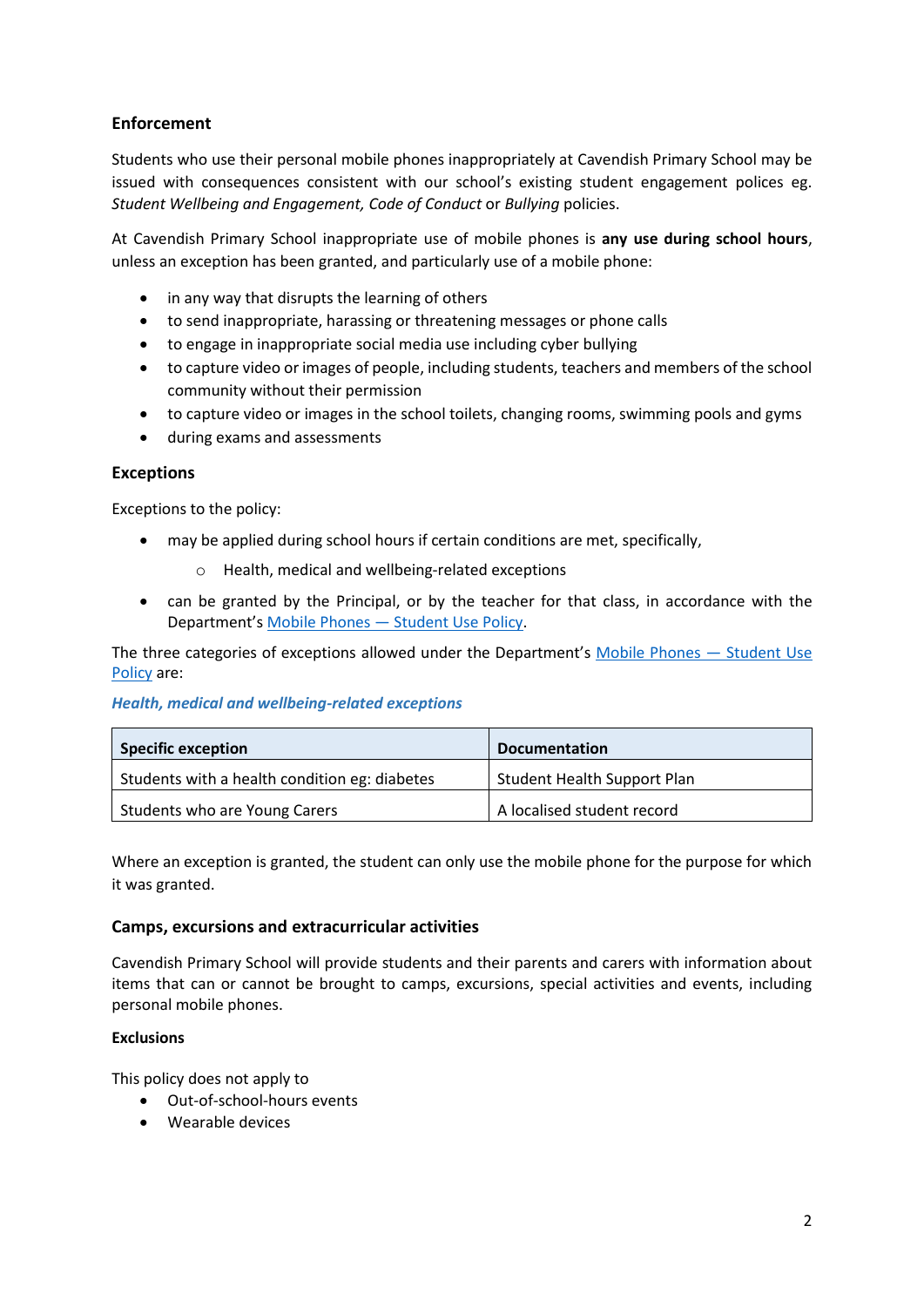### Enforcement

Students who use their personal mobile phones inappropriately at Cavendish Primary School may be issued with consequences consistent with our school's existing student engagement polices eg. *Student Wellbeing and Engagement, Code of Conduct* or *Bullying* policies.

At Cavendish Primary School inappropriate use of mobile phones is **any use during school hours**, unless an exception has been granted, and particularly use of a mobile phone:

- in any way that disrupts the learning of others
- to send inappropriate, harassing or threatening messages or phone calls
- to engage in inappropriate social media use including cyber bullying
- to capture video or images of people, including students, teachers and members of the school community without their permission
- to capture video or images in the school toilets, changing rooms, swimming pools and gyms
- during exams and assessments

### Exceptions

Exceptions to the policy:

- may be applied during school hours if certain conditions are met, specifically,
  - Health, medical and wellbeing-related exceptions
- can be granted by the Principal, or by the teacher for that class, in accordance with the Department's Mobile Phones — Student Use Policy.

The three categories of exceptions allowed under the Department's Mobile Phones — Student Use Policy are:

***Health, medical and wellbeing-related exceptions***

| Specific exception | Documentation |
| --- | --- |
| Students with a health condition eg: diabetes | Student Health Support Plan |
| Students who are Young Carers | A localised student record |

Where an exception is granted, the student can only use the mobile phone for the purpose for which it was granted.

### Camps, excursions and extracurricular activities

Cavendish Primary School will provide students and their parents and carers with information about items that can or cannot be brought to camps, excursions, special activities and events, including personal mobile phones.

**Exclusions**

This policy does not apply to

- Out-of-school-hours events
- Wearable devices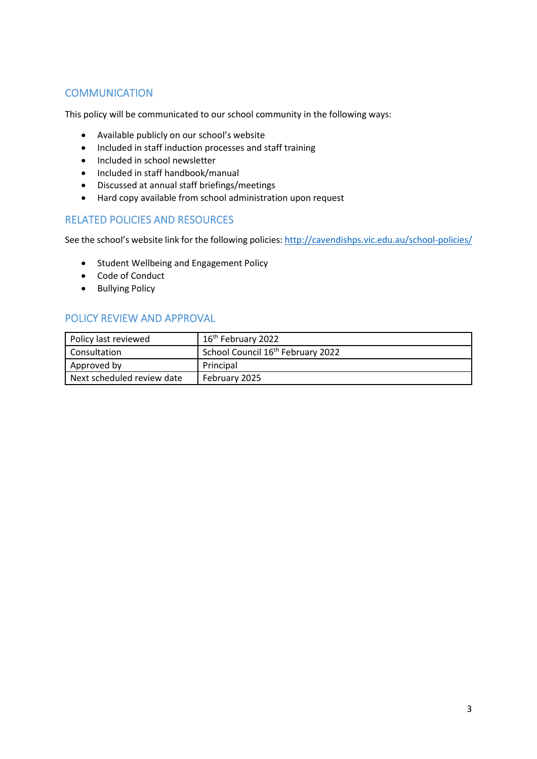## COMMUNICATION

This policy will be communicated to our school community in the following ways:

- Available publicly on our school's website
- Included in staff induction processes and staff training
- Included in school newsletter
- Included in staff handbook/manual
- Discussed at annual staff briefings/meetings
- Hard copy available from school administration upon request

## RELATED POLICIES AND RESOURCES

See the school's website link for the following policies: http://cavendishps.vic.edu.au/school-policies/

- Student Wellbeing and Engagement Policy
- Code of Conduct
- Bullying Policy

## POLICY REVIEW AND APPROVAL

| | |
|---|---|
| Policy last reviewed | 16th February 2022 |
| Consultation | School Council 16th February 2022 |
| Approved by | Principal |
| Next scheduled review date | February 2025 |